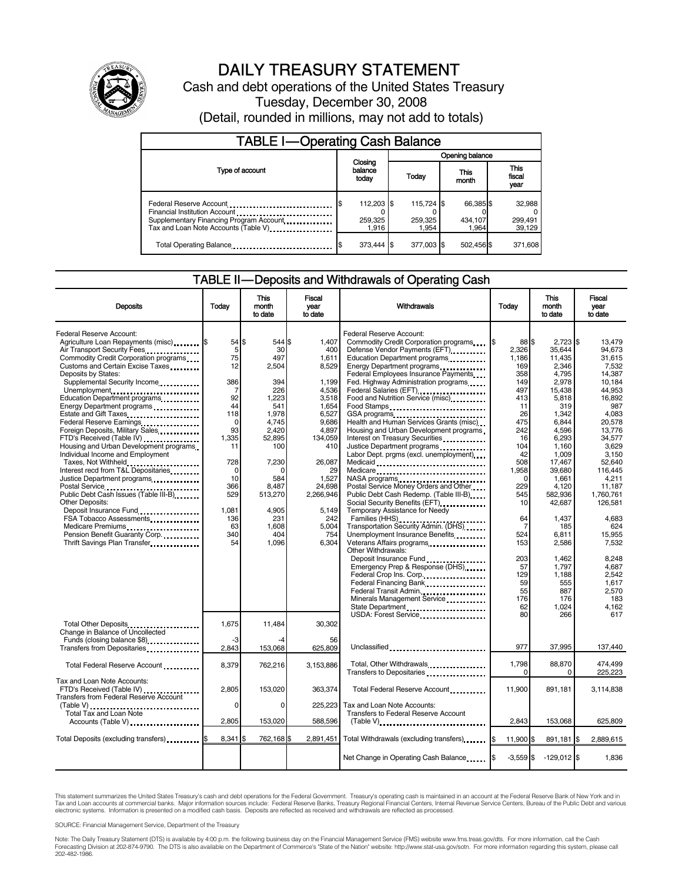# DAILY TREASURY STATEMENT

Cash and debt operations of the United States Treasury

Tuesday, December 30, 2008

(Detail, rounded in millions, may not add to totals)

## TABLE I—Operating Cash Balance

| Type of account | Closing balance today | Opening balance Today | Opening balance This month | Opening balance This fiscal year |
|---|---|---|---|---|
| Federal Reserve Account | $ 112,203 | $ 115,724 | $ 66,385 | $ 32,988 |
| Financial Institution Account | 0 | 0 | 0 | 0 |
| Supplementary Financing Program Account | 259,325 | 259,325 | 434,107 | 299,491 |
| Tax and Loan Note Accounts (Table V) | 1,916 | 1,954 | 1,964 | 39,129 |
| Total Operating Balance | $ 373,444 | $ 377,003 | $ 502,456 | $ 371,608 |

## TABLE II—Deposits and Withdrawals of Operating Cash

| Deposits | Today | This month to date | Fiscal year to date |
|---|---|---|---|
| Federal Reserve Account: | | | |
| Agriculture Loan Repayments (misc) | $ 54 | $ 544 | $ 1,407 |
| Air Transport Security Fees | 5 | 30 | 400 |
| Commodity Credit Corporation programs | 75 | 497 | 1,611 |
| Customs and Certain Excise Taxes | 12 | 2,504 | 8,529 |
| Deposits by States: | | | |
| Supplemental Security Income | 386 | 394 | 1,199 |
| Unemployment | 7 | 226 | 4,536 |
| Education Department programs | 92 | 1,223 | 3,518 |
| Energy Department programs | 44 | 541 | 1,654 |
| Estate and Gift Taxes | 118 | 1,978 | 6,527 |
| Federal Reserve Earnings | 0 | 4,745 | 9,686 |
| Foreign Deposits, Military Sales | 93 | 2,420 | 4,897 |
| FTD's Received (Table IV) | 1,335 | 52,895 | 134,059 |
| Housing and Urban Development programs | 11 | 100 | 410 |
| Individual Income and Employment Taxes, Not Withheld | 728 | 7,230 | 26,087 |
| Interest recd from T&L Depositaries | 0 | 0 | 29 |
| Justice Department programs | 10 | 584 | 1,527 |
| Postal Service | 366 | 8,487 | 24,698 |
| Public Debt Cash Issues (Table III-B) | 529 | 513,270 | 2,266,946 |
| Other Deposits: | | | |
| Deposit Insurance Fund | 1,081 | 4,905 | 5,149 |
| FSA Tobacco Assessments | 136 | 231 | 242 |
| Medicare Premiums | 63 | 1,608 | 5,004 |
| Pension Benefit Guaranty Corp. | 340 | 404 | 754 |
| Thrift Savings Plan Transfer | 54 | 1,096 | 6,304 |
| Total Other Deposits | 1,675 | 11,484 | 30,302 |
| Change in Balance of Uncollected Funds (closing balance $8) | -3 | -4 | 56 |
| Transfers from Depositaries | 2,843 | 153,068 | 625,809 |
| Total Federal Reserve Account | 8,379 | 762,216 | 3,153,886 |
| Tax and Loan Note Accounts: | | | |
| FTD's Received (Table IV) | 2,805 | 153,020 | 363,374 |
| Transfers from Federal Reserve Account (Table V) | 0 | 0 | 225,223 |
| Total Tax and Loan Note Accounts (Table V) | 2,805 | 153,020 | 588,596 |
| Total Deposits (excluding transfers) | $ 8,341 | $ 762,168 | $ 2,891,451 |

| Withdrawals | Today | This month to date | Fiscal year to date |
|---|---|---|---|
| Federal Reserve Account: | | | |
| Commodity Credit Corporation programs | $ 88 | $ 2,723 | $ 13,479 |
| Defense Vendor Payments (EFT) | 2,326 | 35,644 | 94,673 |
| Education Department programs | 1,186 | 11,435 | 31,615 |
| Energy Department programs | 169 | 2,346 | 7,532 |
| Federal Employees Insurance Payments | 358 | 4,795 | 14,387 |
| Fed. Highway Administration programs | 149 | 2,978 | 10,184 |
| Federal Salaries (EFT) | 497 | 15,438 | 44,953 |
| Food and Nutrition Service (misc) | 413 | 5,818 | 16,892 |
| Food Stamps | 11 | 319 | 987 |
| GSA programs | 26 | 1,342 | 4,083 |
| Health and Human Services Grants (misc) | 475 | 6,844 | 20,578 |
| Housing and Urban Development programs | 242 | 4,596 | 13,776 |
| Interest on Treasury Securities | 16 | 6,293 | 34,577 |
| Justice Department programs | 104 | 1,160 | 3,629 |
| Labor Dept. prgms (excl. unemployment) | 42 | 1,009 | 3,150 |
| Medicaid | 508 | 17,467 | 52,640 |
| Medicare | 1,958 | 39,680 | 116,445 |
| NASA programs | 0 | 1,661 | 4,211 |
| Postal Service Money Orders and Other | 229 | 4,120 | 11,187 |
| Public Debt Cash Redemp. (Table III-B) | 545 | 582,936 | 1,760,761 |
| Social Security Benefits (EFT) | 10 | 42,687 | 126,581 |
| Temporary Assistance for Needy Families (HHS) | 64 | 1,437 | 4,683 |
| Transportation Security Admin. (DHS) | 7 | 185 | 624 |
| Unemployment Insurance Benefits | 524 | 6,811 | 15,955 |
| Veterans Affairs programs | 153 | 2,586 | 7,532 |
| Other Withdrawals: | | | |
| Deposit Insurance Fund | 203 | 1,462 | 8,248 |
| Emergency Prep & Response (DHS) | 57 | 1,797 | 4,687 |
| Federal Crop Ins. Corp. | 129 | 1,188 | 2,542 |
| Federal Financing Bank | 59 | 555 | 1,617 |
| Federal Transit Admin. | 55 | 887 | 2,570 |
| Minerals Management Service | 176 | 176 | 183 |
| State Department | 62 | 1,024 | 4,162 |
| USDA: Forest Service | 80 | 266 | 617 |
| Unclassified | 977 | 37,995 | 137,440 |
| Total, Other Withdrawals | 1,798 | 88,870 | 474,499 |
| Transfers to Depositaries | 0 | 0 | 225,223 |
| Total Federal Reserve Account | 11,900 | 891,181 | 3,114,838 |
| Tax and Loan Note Accounts: | | | |
| Transfers to Federal Reserve Account (Table V) | 2,843 | 153,068 | 625,809 |
| Total Withdrawals (excluding transfers) | $ 11,900 | $ 891,181 | $ 2,889,615 |
| Net Change in Operating Cash Balance | $ -3,559 | $ -129,012 | $ 1,836 |

This statement summarizes the United States Treasury's cash and debt operations for the Federal Government. Treasury's operating cash is maintained in an account at the Federal Reserve Bank of New York and in Tax and Loan accounts at commercial banks. Major information sources include: Federal Reserve Banks, Treasury Regional Financial Centers, Internal Revenue Service Centers, Bureau of the Public Debt and various electronic systems. Information is presented on a modified cash basis. Deposits are reflected as received and withdrawals are reflected as processed.

SOURCE: Financial Management Service, Department of the Treasury

Note: The Daily Treasury Statement (DTS) is available by 4:00 p.m. the following business day on the Financial Management Service (FMS) website www.fms.treas.gov/dts. For more information, call the Cash Forecasting Division at 202-874-9790. The DTS is also available on the Department of Commerce's "State of the Nation" website: http://www.stat-usa.gov/sotn. For more information regarding this system, please call 202-482-1986.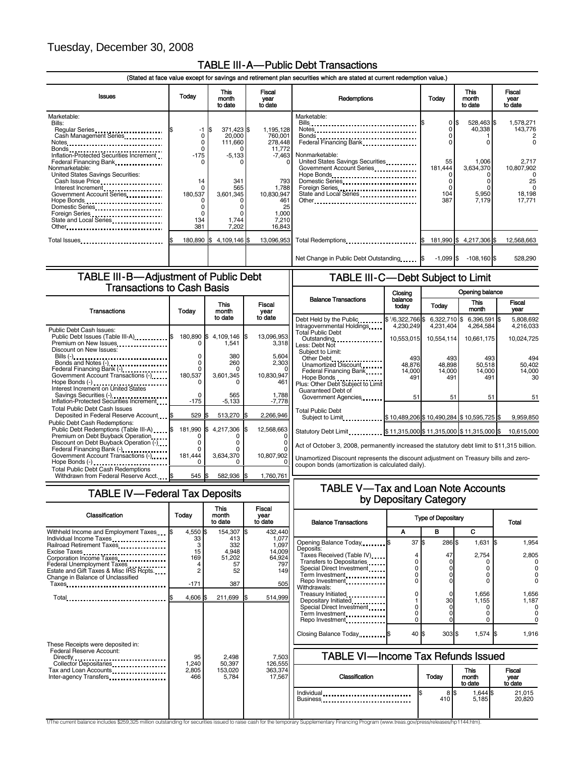Tuesday, December 30, 2008

## TABLE III-A—Public Debt Transactions

(Stated at face value except for savings and retirement plan securities which are stated at current redemption value.)

| Issues | Today | This month to date | Fiscal year to date | Redemptions | Today | This month to date | Fiscal year to date |
|---|---|---|---|---|---|---|---|
| Marketable: | | | | Marketable: | | | |
| Bills: | | | | Bills | $ 0 | $ 528,463 | $ 1,578,271 |
| Regular Series | $ -1 | $ 371,423 | $ 1,195,128 | Notes | 0 | 40,338 | 143,776 |
| Cash Management Series | 0 | 20,000 | 760,001 | Bonds | 0 | 1 | 2 |
| Notes | 0 | 111,660 | 278,448 | Federal Financing Bank | 0 | 0 | 0 |
| Bonds | 0 | 0 | 11,772 | | | | |
| Inflation-Protected Securities Increment | -175 | -5,133 | -7,463 | Nonmarketable: | | | |
| Federal Financing Bank | 0 | 0 | 0 | United States Savings Securities | 55 | 1,006 | 2,717 |
| Nonmarketable: | | | | Government Account Series | 181,444 | 3,634,370 | 10,807,902 |
| United States Savings Securities: | | | | Hope Bonds | 0 | 0 | 0 |
| Cash Issue Price | 14 | 341 | 793 | Domestic Series | 0 | 0 | 25 |
| Interest Increment | 0 | 565 | 1,788 | Foreign Series | 0 | 0 | 0 |
| Government Account Series | 180,537 | 3,601,345 | 10,830,947 | State and Local Series | 104 | 5,950 | 18,198 |
| Hope Bonds | 0 | 0 | 461 | Other | 387 | 7,179 | 17,771 |
| Domestic Series | 0 | 0 | 25 | | | | |
| Foreign Series | 0 | 0 | 1,000 | | | | |
| State and Local Series | 134 | 1,744 | 7,210 | | | | |
| Other | 381 | 7,202 | 16,843 | | | | |
| Total Issues | $ 180,890 | $ 4,109,146 | $ 13,096,953 | Total Redemptions | $ 181,990 | $ 4,217,306 | $ 12,568,663 |
| | | | | Net Change in Public Debt Outstanding | $ -1,099 | $ -108,160 | $ 528,290 |

## TABLE III-B—Adjustment of Public Debt Transactions to Cash Basis

| Transactions | Today | This month to date | Fiscal year to date |
|---|---|---|---|
| Public Debt Cash Issues: | | | |
| Public Debt Issues (Table III-A) | $ 180,890 | $ 4,109,146 | $ 13,096,953 |
| Premium on New Issues | 0 | 1,541 | 3,318 |
| Discount on New Issues: | | | |
| Bills (-) | 0 | 380 | 5,604 |
| Bonds and Notes (-) | 0 | 260 | 2,303 |
| Federal Financing Bank (-) | 0 | 0 | 0 |
| Government Account Transactions (-) | 180,537 | 3,601,345 | 10,830,947 |
| Hope Bonds (-) | 0 | 0 | 461 |
| Interest Increment on United States Savings Securities (-) | 0 | 565 | 1,788 |
| Inflation-Protected Securities Increment | -175 | -5,133 | -7,778 |
| Total Public Debt Cash Issues Deposited in Federal Reserve Account | $ 529 | $ 513,270 | $ 2,266,946 |
| Public Debt Cash Redemptions: | | | |
| Public Debt Redemptions (Table III-A) | $ 181,990 | $ 4,217,306 | $ 12,568,663 |
| Premium on Debt Buyback Operation | 0 | 0 | 0 |
| Discount on Debt Buyback Operation (-) | 0 | 0 | 0 |
| Federal Financing Bank (-) | 0 | 0 | 0 |
| Government Account Transactions (-) | 181,444 | 3,634,370 | 10,807,902 |
| Hope Bonds (-) | 0 | 0 | 0 |
| Total Public Debt Cash Redemptions Withdrawn from Federal Reserve Acct. | $ 545 | $ 582,936 | $ 1,760,761 |

## TABLE III-C—Debt Subject to Limit

| Balance Transactions | Closing balance today | Opening balance Today | Opening balance This month | Opening balance Fiscal year |
|---|---|---|---|---|
| Debt Held by the Public | $ [1]6,322,766 | $ 6,322,710 | $ 6,396,591 | $ 5,808,692 |
| Intragovernmental Holdings | 4,230,249 | 4,231,404 | 4,264,584 | 4,216,033 |
| Total Public Debt Outstanding | 10,553,015 | 10,554,114 | 10,661,175 | 10,024,725 |
| Less: Debt Not Subject to Limit: | | | | |
| Other Debt | 493 | 493 | 493 | 494 |
| Unamortized Discount | 48,876 | 48,898 | 50,518 | 50,402 |
| Federal Financing Bank | 14,000 | 14,000 | 14,000 | 14,000 |
| Hope Bonds | 491 | 491 | 491 | 30 |
| Plus: Other Debt Subject to Limit | | | | |
| Guaranteed Debt of Government Agencies | 51 | 51 | 51 | 51 |
| Total Public Debt Subject to Limit | $ 10,489,206 | $ 10,490,284 | $ 10,595,725 | $ 9,959,850 |
| Statutory Debt Limit | $ 11,315,000 | $ 11,315,000 | $ 11,315,000 | $ 10,615,000 |

Act of October 3, 2008, permanently increased the statutory debt limit to $11,315 billion.

Unamortized Discount represents the discount adjustment on Treasury bills and zero-coupon bonds (amortization is calculated daily).

## TABLE IV—Federal Tax Deposits

| Classification | Today | This month to date | Fiscal year to date |
|---|---|---|---|
| Withheld Income and Employment Taxes | $ 4,550 | $ 154,307 | $ 432,440 |
| Individual Income Taxes | 33 | 413 | 1,077 |
| Railroad Retirement Taxes | 3 | 332 | 1,097 |
| Excise Taxes | 15 | 4,948 | 14,009 |
| Corporation Income Taxes | 169 | 51,202 | 64,924 |
| Federal Unemployment Taxes | 4 | 57 | 797 |
| Estate and Gift Taxes & Misc IRS Rcpts. | 2 | 52 | 149 |
| Change in Balance of Unclassified Taxes | -171 | 387 | 505 |
| Total | $ 4,606 | $ 211,699 | $ 514,999 |
| These Receipts were deposited in: | | | |
| Federal Reserve Account: | | | |
| Directly | 95 | 2,498 | 7,503 |
| Collector Depositaries | 1,240 | 50,397 | 126,555 |
| Tax and Loan Accounts | 2,805 | 153,020 | 363,374 |
| Inter-agency Transfers | 466 | 5,784 | 17,567 |

## TABLE V—Tax and Loan Note Accounts by Depositary Category

| Balance Transactions | Type of Depositary A | Type of Depositary B | Type of Depositary C | Total |
|---|---|---|---|---|
| Opening Balance Today | $ 37 | $ 286 | $ 1,631 | $ 1,954 |
| Deposits: | | | | |
| Taxes Received (Table IV) | 4 | 47 | 2,754 | 2,805 |
| Transfers to Depositaries | 0 | 0 | 0 | 0 |
| Special Direct Investment | 0 | 0 | 0 | 0 |
| Term Investment | 0 | 0 | 0 | 0 |
| Repo Investment | 0 | 0 | 0 | 0 |
| Withdrawals: | | | | |
| Treasury Initiated | 0 | 0 | 1,656 | 1,656 |
| Depositary Initiated | 1 | 30 | 1,155 | 1,187 |
| Special Direct Investment | 0 | 0 | 0 | 0 |
| Term Investment | 0 | 0 | 0 | 0 |
| Repo Investment | 0 | 0 | 0 | 0 |
| Closing Balance Today | $ 40 | $ 303 | $ 1,574 | $ 1,916 |

## TABLE VI—Income Tax Refunds Issued

| Classification | Today | This month to date | Fiscal year to date |
|---|---|---|---|
| Individual | $ 8 | $ 1,644 | $ 21,015 |
| Business | 410 | 5,185 | 20,820 |

1/The current balance includes $259,325 million outstanding for securities issued to raise cash for the temporary Supplementary Financing Program (www.treas.gov/press/releases/hp1144.htm).